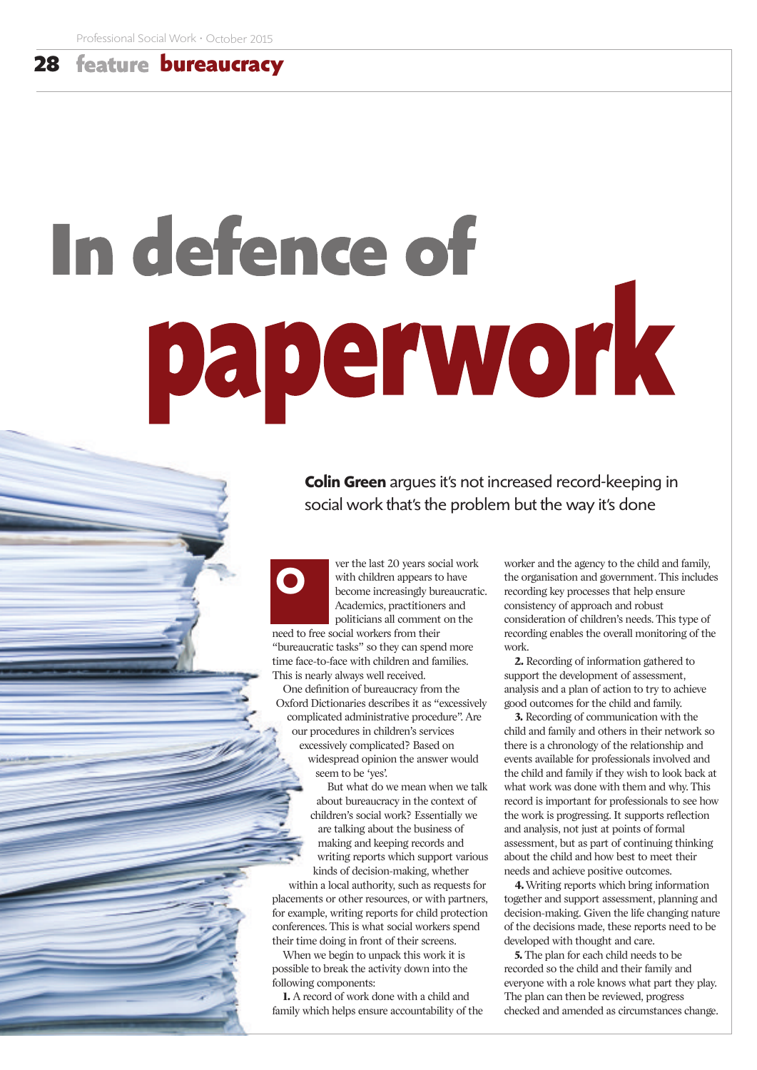# In defence of paperwork

**Colin Green** argues it's not increased record-keeping in social work that's the problem but the way it's done

Over the last 20 years social work with children appears to have become increasingly bureaucratic. Academics, practitioners and politicians all comment on the need to free social workers from their "bureaucratic tasks" so they can spend more time face-to-face with children and families. This is nearly always well received.

One definition of bureaucracy from the Oxford Dictionaries describes it as "excessively complicated administrative procedure". Are our procedures in children's services excessively complicated? Based on widespread opinion the answer would seem to be 'yes'.

But what do we mean when we talk about bureaucracy in the context of children's social work? Essentially we are talking about the business of making and keeping records and writing reports which support various kinds of decision-making, whether within a local authority, such as requests for placements or other resources, or with partners, for example, writing reports for child protection conferences. This is what social workers spend their time doing in front of their screens.

When we begin to unpack this work it is possible to break the activity down into the following components:

**1.** A record of work done with a child and family which helps ensure accountability of the worker and the agency to the child and family, the organisation and government. This includes recording key processes that help ensure consistency of approach and robust consideration of children's needs. This type of recording enables the overall monitoring of the work.

**2.** Recording of information gathered to support the development of assessment, analysis and a plan of action to try to achieve good outcomes for the child and family.

**3.** Recording of communication with the child and family and others in their network so there is a chronology of the relationship and events available for professionals involved and the child and family if they wish to look back at what work was done with them and why. This record is important for professionals to see how the work is progressing. It supports reflection and analysis, not just at points of formal assessment, but as part of continuing thinking about the child and how best to meet their needs and achieve positive outcomes.

**4.** Writing reports which bring information together and support assessment, planning and decision-making. Given the life changing nature of the decisions made, these reports need to be developed with thought and care.

**5.** The plan for each child needs to be recorded so the child and their family and everyone with a role knows what part they play. The plan can then be reviewed, progress checked and amended as circumstances change.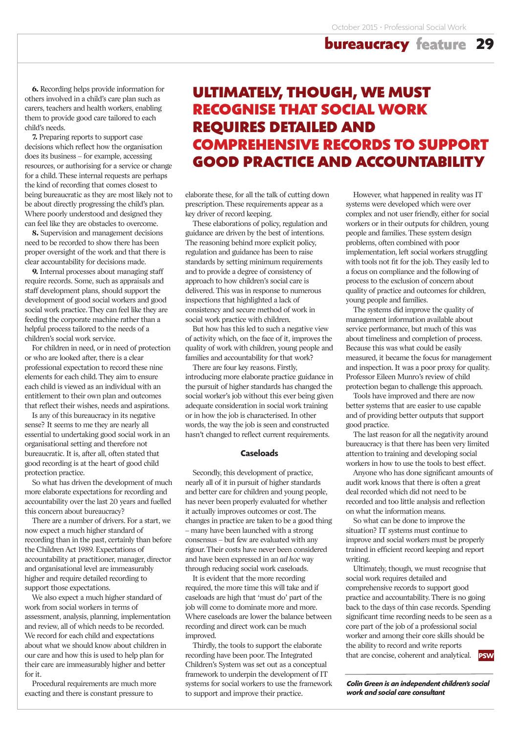**6.** Recording helps provide information for others involved in a child's care plan such as carers, teachers and health workers, enabling them to provide good care tailored to each child's needs.

**7.** Preparing reports to support case decisions which reflect how the organisation does its business – for example, accessing resources, or authorising for a service or change for a child. These internal requests are perhaps the kind of recording that comes closest to being bureaucratic as they are most likely not to be about directly progressing the child's plan. Where poorly understood and designed they can feel like they are obstacles to overcome.

**8.** Supervision and management decisions need to be recorded to show there has been proper oversight of the work and that there is clear accountability for decisions made.

**9.** Internal processes about managing staff require records. Some, such as appraisals and staff development plans, should support the development of good social workers and good social work practice. They can feel like they are feeding the corporate machine rather than a helpful process tailored to the needs of a children's social work service.

For children in need, or in need of protection or who are looked after, there is a clear professional expectation to record these nine elements for each child. They aim to ensure each child is viewed as an individual with an entitlement to their own plan and outcomes that reflect their wishes, needs and aspirations.

Is any of this bureaucracy in its negative sense? It seems to me they are nearly all essential to undertaking good social work in an organisational setting and therefore not bureaucratic. It is, after all, often stated that good recording is at the heart of good child protection practice.

So what has driven the development of much more elaborate expectations for recording and accountability over the last 20 years and fuelled this concern about bureaucracy?

There are a number of drivers. For a start, we now expect a much higher standard of recording than in the past, certainly than before the Children Act 1989. Expectations of accountability at practitioner, manager, director and organisational level are immeasurably higher and require detailed recording to support those expectations.

We also expect a much higher standard of work from social workers in terms of assessment, analysis, planning, implementation and review, all of which needs to be recorded. We record for each child and expectations about what we should know about children in our care and how this is used to help plan for their care are immeasurably higher and better for it.

Procedural requirements are much more exacting and there is constant pressure to elaborate these, for all the talk of cutting down prescription. These requirements appear as a key driver of record keeping.

These elaborations of policy, regulation and guidance are driven by the best of intentions. The reasoning behind more explicit policy, regulation and guidance has been to raise standards by setting minimum requirements and to provide a degree of consistency of approach to how children's social care is delivered. This was in response to numerous inspections that highlighted a lack of consistency and secure method of work in social work practice with children.

But how has this led to such a negative view of activity which, on the face of it, improves the quality of work with children, young people and families and accountability for that work?

There are four key reasons. Firstly, introducing more elaborate practice guidance in the pursuit of higher standards has changed the social worker's job without this ever being given adequate consideration in social work training or in how the job is characterised. In other words, the way the job is seen and constructed hasn't changed to reflect current requirements.

## Caseloads

Secondly, this development of practice, nearly all of it in pursuit of higher standards and better care for children and young people, has never been properly evaluated for whether it actually improves outcomes or cost. The changes in practice are taken to be a good thing – many have been launched with a strong consensus – but few are evaluated with any rigour. Their costs have never been considered and have been expressed in an *ad hoc* way through reducing social work caseloads.

It is evident that the more recording required, the more time this will take and if caseloads are high that 'must do' part of the job will come to dominate more and more. Where caseloads are lower the balance between recording and direct work can be much improved.

Thirdly, the tools to support the elaborate recording have been poor. The Integrated Children's System was set out as a conceptual framework to underpin the development of IT systems for social workers to use the framework to support and improve their practice.

However, what happened in reality was IT systems were developed which were over complex and not user friendly, either for social workers or in their outputs for children, young people and families. These system design problems, often combined with poor implementation, left social workers struggling with tools not fit for the job. They easily led to a focus on compliance and the following of process to the exclusion of concern about quality of practice and outcomes for children, young people and families.

The systems did improve the quality of management information available about service performance, but much of this was about timeliness and completion of process. Because this was what could be easily measured, it became the focus for management and inspection. It was a poor proxy for quality. Professor Eileen Munro's review of child protection began to challenge this approach.

Tools have improved and there are now better systems that are easier to use capable and of providing better outputs that support good practice.

The last reason for all the negativity around bureaucracy is that there has been very limited attention to training and developing social workers in how to use the tools to best effect.

Anyone who has done significant amounts of audit work knows that there is often a great deal recorded which did not need to be recorded and too little analysis and reflection on what the information means.

So what can be done to improve the situation? IT systems must continue to improve and social workers must be properly trained in efficient record keeping and report writing.

Ultimately, though, we must recognise that social work requires detailed and comprehensive records to support good practice and accountability. There is no going back to the days of thin case records. Spending significant time recording needs to be seen as a core part of the job of a professional social worker and among their core skills should be the ability to record and write reports that are concise, coherent and analytical. PSW

**ULTIMATELY, THOUGH, WE MUST RECOGNISE THAT SOCIAL WORK REQUIRES DETAILED AND COMPREHENSIVE RECORDS TO SUPPORT GOOD PRACTICE AND ACCOUNTABILITY**

***Colin Green is an independent children's social work and social care consultant***